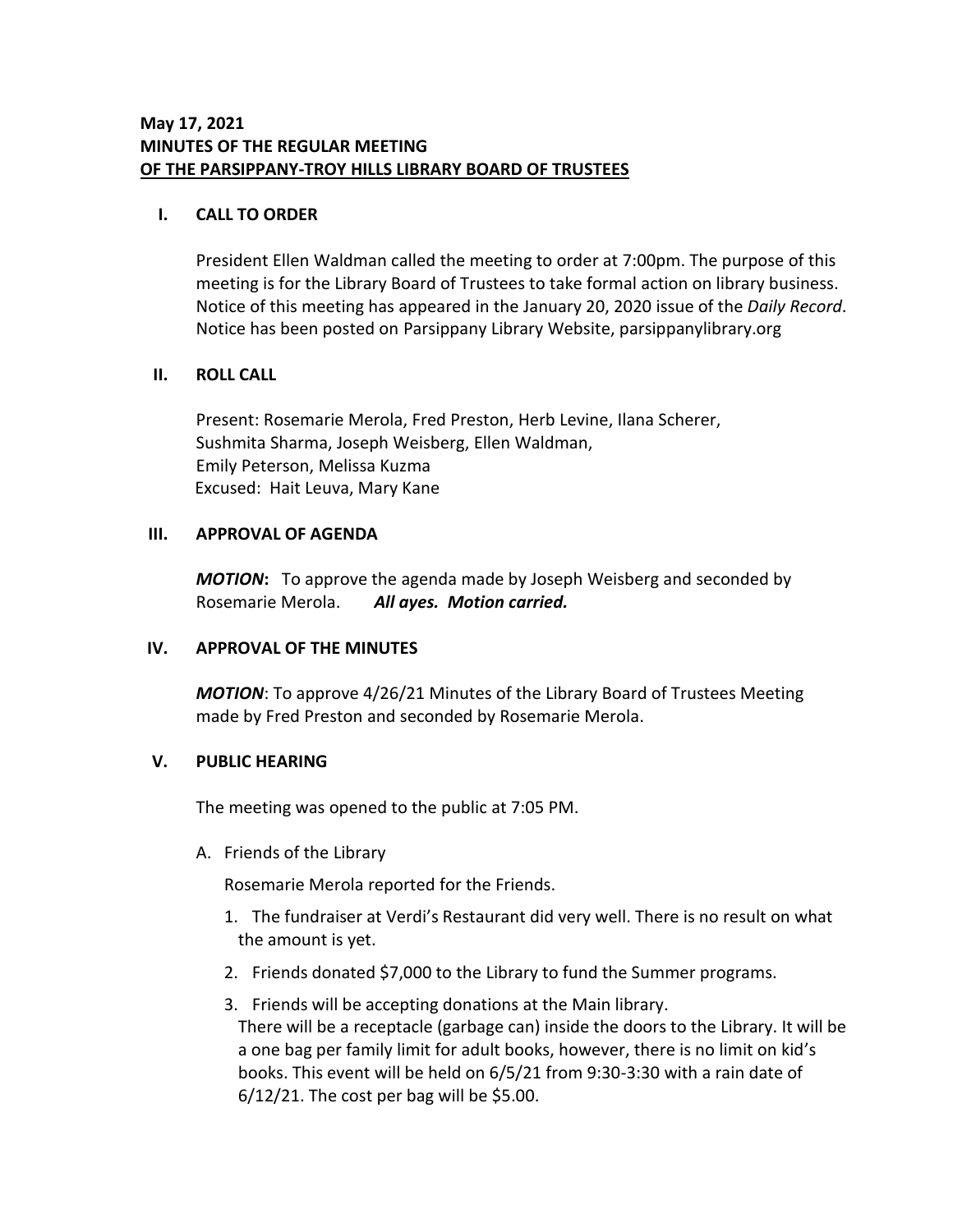**May 17, 2021**
**MINUTES OF THE REGULAR MEETING**
**OF THE PARSIPPANY-TROY HILLS LIBRARY BOARD OF TRUSTEES**

## I. CALL TO ORDER

President Ellen Waldman called the meeting to order at 7:00pm. The purpose of this meeting is for the Library Board of Trustees to take formal action on library business. Notice of this meeting has appeared in the January 20, 2020 issue of the *Daily Record*. Notice has been posted on Parsippany Library Website, parsippanylibrary.org

## II. ROLL CALL

Present: Rosemarie Merola, Fred Preston, Herb Levine, Ilana Scherer, Sushmita Sharma, Joseph Weisberg, Ellen Waldman, Emily Peterson, Melissa Kuzma
Excused: Hait Leuva, Mary Kane

## III. APPROVAL OF AGENDA

***MOTION*:** To approve the agenda made by Joseph Weisberg and seconded by Rosemarie Merola. ***All ayes. Motion carried.***

## IV. APPROVAL OF THE MINUTES

***MOTION***: To approve 4/26/21 Minutes of the Library Board of Trustees Meeting made by Fred Preston and seconded by Rosemarie Merola.

## V. PUBLIC HEARING

The meeting was opened to the public at 7:05 PM.

A. Friends of the Library

Rosemarie Merola reported for the Friends.

1. The fundraiser at Verdi's Restaurant did very well. There is no result on what the amount is yet.
2. Friends donated $7,000 to the Library to fund the Summer programs.
3. Friends will be accepting donations at the Main library.
   There will be a receptacle (garbage can) inside the doors to the Library. It will be a one bag per family limit for adult books, however, there is no limit on kid's books. This event will be held on 6/5/21 from 9:30-3:30 with a rain date of 6/12/21. The cost per bag will be $5.00.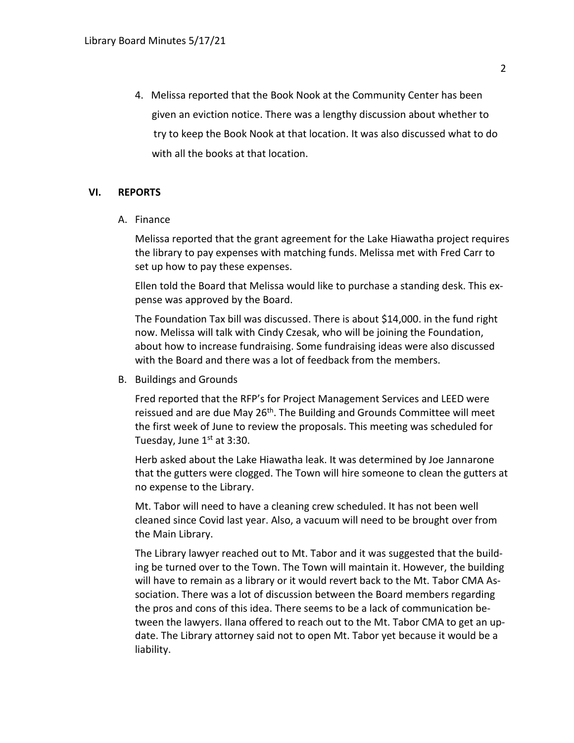4. Melissa reported that the Book Nook at the Community Center has been given an eviction notice. There was a lengthy discussion about whether to try to keep the Book Nook at that location. It was also discussed what to do with all the books at that location.

## VI. REPORTS

A. Finance

Melissa reported that the grant agreement for the Lake Hiawatha project requires the library to pay expenses with matching funds. Melissa met with Fred Carr to set up how to pay these expenses.

Ellen told the Board that Melissa would like to purchase a standing desk. This expense was approved by the Board.

The Foundation Tax bill was discussed. There is about $14,000. in the fund right now. Melissa will talk with Cindy Czesak, who will be joining the Foundation, about how to increase fundraising. Some fundraising ideas were also discussed with the Board and there was a lot of feedback from the members.

B. Buildings and Grounds

Fred reported that the RFP's for Project Management Services and LEED were reissued and are due May 26th. The Building and Grounds Committee will meet the first week of June to review the proposals. This meeting was scheduled for Tuesday, June 1st at 3:30.

Herb asked about the Lake Hiawatha leak. It was determined by Joe Jannarone that the gutters were clogged. The Town will hire someone to clean the gutters at no expense to the Library.

Mt. Tabor will need to have a cleaning crew scheduled. It has not been well cleaned since Covid last year. Also, a vacuum will need to be brought over from the Main Library.

The Library lawyer reached out to Mt. Tabor and it was suggested that the building be turned over to the Town. The Town will maintain it. However, the building will have to remain as a library or it would revert back to the Mt. Tabor CMA Association. There was a lot of discussion between the Board members regarding the pros and cons of this idea. There seems to be a lack of communication between the lawyers. Ilana offered to reach out to the Mt. Tabor CMA to get an update. The Library attorney said not to open Mt. Tabor yet because it would be a liability.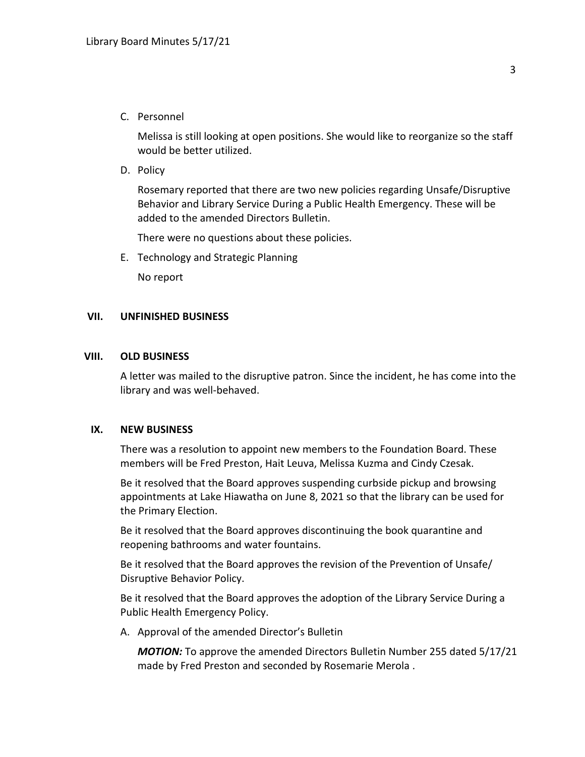C. Personnel

Melissa is still looking at open positions. She would like to reorganize so the staff would be better utilized.

D. Policy

Rosemary reported that there are two new policies regarding Unsafe/Disruptive Behavior and Library Service During a Public Health Emergency. These will be added to the amended Directors Bulletin.

There were no questions about these policies.

E. Technology and Strategic Planning

No report

## VII. UNFINISHED BUSINESS

## VIII. OLD BUSINESS

A letter was mailed to the disruptive patron. Since the incident, he has come into the library and was well-behaved.

## IX. NEW BUSINESS

There was a resolution to appoint new members to the Foundation Board. These members will be Fred Preston, Hait Leuva, Melissa Kuzma and Cindy Czesak.

Be it resolved that the Board approves suspending curbside pickup and browsing appointments at Lake Hiawatha on June 8, 2021 so that the library can be used for the Primary Election.

Be it resolved that the Board approves discontinuing the book quarantine and reopening bathrooms and water fountains.

Be it resolved that the Board approves the revision of the Prevention of Unsafe/ Disruptive Behavior Policy.

Be it resolved that the Board approves the adoption of the Library Service During a Public Health Emergency Policy.

A. Approval of the amended Director's Bulletin

***MOTION:*** To approve the amended Directors Bulletin Number 255 dated 5/17/21 made by Fred Preston and seconded by Rosemarie Merola .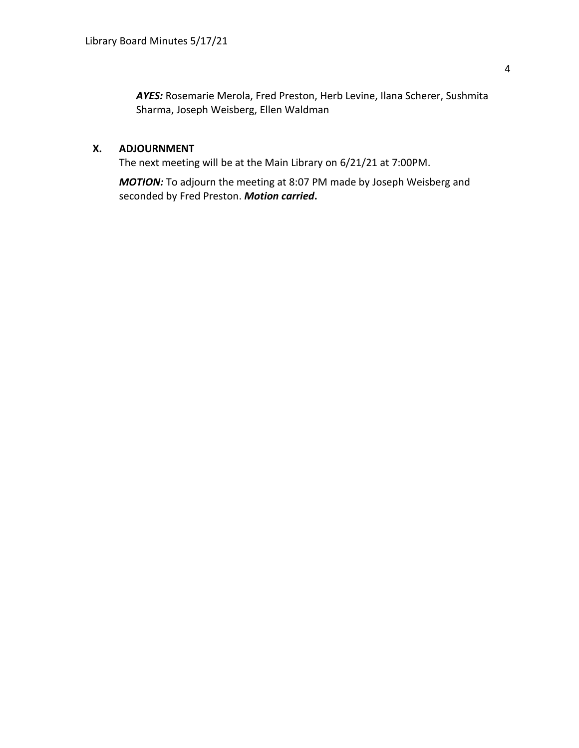***AYES:*** Rosemarie Merola, Fred Preston, Herb Levine, Ilana Scherer, Sushmita Sharma, Joseph Weisberg, Ellen Waldman

## X. ADJOURNMENT

The next meeting will be at the Main Library on 6/21/21 at 7:00PM.

***MOTION:*** To adjourn the meeting at 8:07 PM made by Joseph Weisberg and seconded by Fred Preston. ***Motion carried*.**